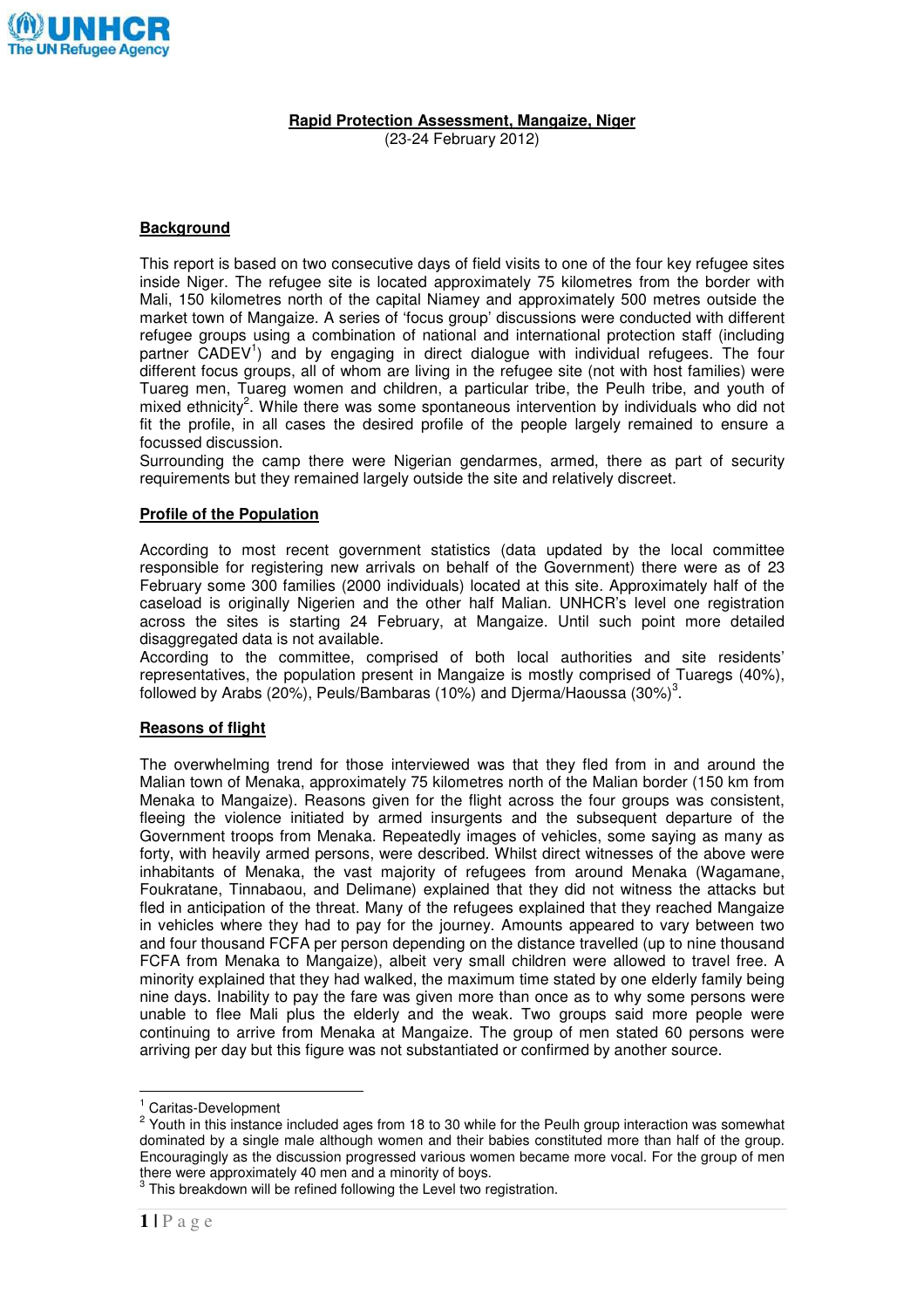# Rapid Protection Assessment, Mangaize, Niger

(23-24 February 2012)

## Background

This report is based on two consecutive days of field visits to one of the four key refugee sites inside Niger. The refugee site is located approximately 75 kilometres from the border with Mali, 150 kilometres north of the capital Niamey and approximately 500 metres outside the market town of Mangaize. A series of 'focus group' discussions were conducted with different refugee groups using a combination of national and international protection staff (including partner CADEV[1]) and by engaging in direct dialogue with individual refugees. The four different focus groups, all of whom are living in the refugee site (not with host families) were Tuareg men, Tuareg women and children, a particular tribe, the Peulh tribe, and youth of mixed ethnicity[2]. While there was some spontaneous intervention by individuals who did not fit the profile, in all cases the desired profile of the people largely remained to ensure a focussed discussion.

Surrounding the camp there were Nigerian gendarmes, armed, there as part of security requirements but they remained largely outside the site and relatively discreet.

## Profile of the Population

According to most recent government statistics (data updated by the local committee responsible for registering new arrivals on behalf of the Government) there were as of 23 February some 300 families (2000 individuals) located at this site. Approximately half of the caseload is originally Nigerien and the other half Malian. UNHCR's level one registration across the sites is starting 24 February, at Mangaize. Until such point more detailed disaggregated data is not available.

According to the committee, comprised of both local authorities and site residents' representatives, the population present in Mangaize is mostly comprised of Tuaregs (40%), followed by Arabs (20%), Peuls/Bambaras (10%) and Djerma/Haoussa (30%)[3].

## Reasons of flight

The overwhelming trend for those interviewed was that they fled from in and around the Malian town of Menaka, approximately 75 kilometres north of the Malian border (150 km from Menaka to Mangaize). Reasons given for the flight across the four groups was consistent, fleeing the violence initiated by armed insurgents and the subsequent departure of the Government troops from Menaka. Repeatedly images of vehicles, some saying as many as forty, with heavily armed persons, were described. Whilst direct witnesses of the above were inhabitants of Menaka, the vast majority of refugees from around Menaka (Wagamane, Foukratane, Tinnabaou, and Delimane) explained that they did not witness the attacks but fled in anticipation of the threat. Many of the refugees explained that they reached Mangaize in vehicles where they had to pay for the journey. Amounts appeared to vary between two and four thousand FCFA per person depending on the distance travelled (up to nine thousand FCFA from Menaka to Mangaize), albeit very small children were allowed to travel free. A minority explained that they had walked, the maximum time stated by one elderly family being nine days. Inability to pay the fare was given more than once as to why some persons were unable to flee Mali plus the elderly and the weak. Two groups said more people were continuing to arrive from Menaka at Mangaize. The group of men stated 60 persons were arriving per day but this figure was not substantiated or confirmed by another source.

---

[1] Caritas-Development

[2] Youth in this instance included ages from 18 to 30 while for the Peulh group interaction was somewhat dominated by a single male although women and their babies constituted more than half of the group. Encouragingly as the discussion progressed various women became more vocal. For the group of men there were approximately 40 men and a minority of boys.

[3] This breakdown will be refined following the Level two registration.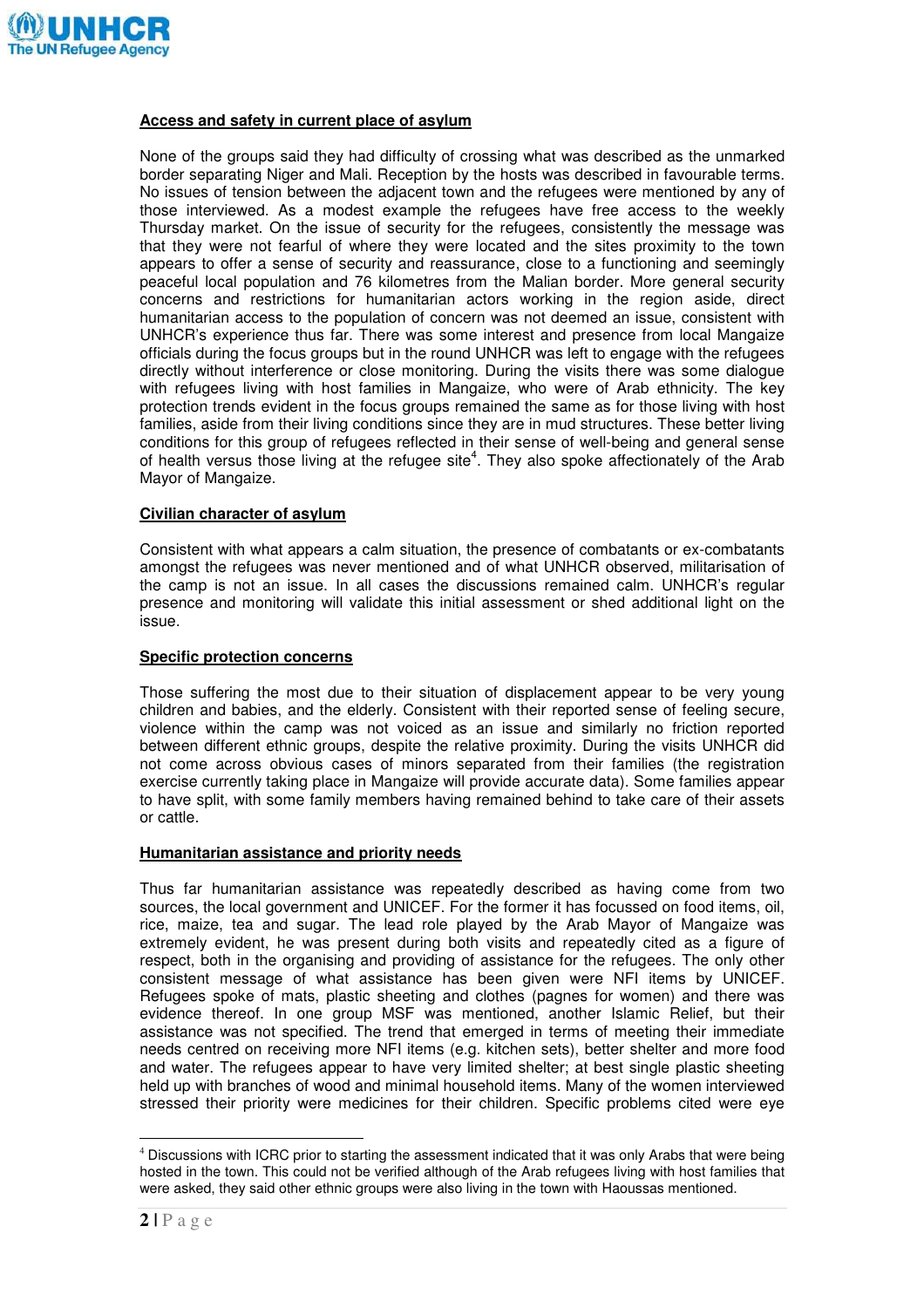## Access and safety in current place of asylum

None of the groups said they had difficulty of crossing what was described as the unmarked border separating Niger and Mali. Reception by the hosts was described in favourable terms. No issues of tension between the adjacent town and the refugees were mentioned by any of those interviewed. As a modest example the refugees have free access to the weekly Thursday market. On the issue of security for the refugees, consistently the message was that they were not fearful of where they were located and the sites proximity to the town appears to offer a sense of security and reassurance, close to a functioning and seemingly peaceful local population and 76 kilometres from the Malian border. More general security concerns and restrictions for humanitarian actors working in the region aside, direct humanitarian access to the population of concern was not deemed an issue, consistent with UNHCR's experience thus far. There was some interest and presence from local Mangaize officials during the focus groups but in the round UNHCR was left to engage with the refugees directly without interference or close monitoring. During the visits there was some dialogue with refugees living with host families in Mangaize, who were of Arab ethnicity. The key protection trends evident in the focus groups remained the same as for those living with host families, aside from their living conditions since they are in mud structures. These better living conditions for this group of refugees reflected in their sense of well-being and general sense of health versus those living at the refugee site[4]. They also spoke affectionately of the Arab Mayor of Mangaize.

## Civilian character of asylum

Consistent with what appears a calm situation, the presence of combatants or ex-combatants amongst the refugees was never mentioned and of what UNHCR observed, militarisation of the camp is not an issue. In all cases the discussions remained calm. UNHCR's regular presence and monitoring will validate this initial assessment or shed additional light on the issue.

## Specific protection concerns

Those suffering the most due to their situation of displacement appear to be very young children and babies, and the elderly. Consistent with their reported sense of feeling secure, violence within the camp was not voiced as an issue and similarly no friction reported between different ethnic groups, despite the relative proximity. During the visits UNHCR did not come across obvious cases of minors separated from their families (the registration exercise currently taking place in Mangaize will provide accurate data). Some families appear to have split, with some family members having remained behind to take care of their assets or cattle.

## Humanitarian assistance and priority needs

Thus far humanitarian assistance was repeatedly described as having come from two sources, the local government and UNICEF. For the former it has focussed on food items, oil, rice, maize, tea and sugar. The lead role played by the Arab Mayor of Mangaize was extremely evident, he was present during both visits and repeatedly cited as a figure of respect, both in the organising and providing of assistance for the refugees. The only other consistent message of what assistance has been given were NFI items by UNICEF. Refugees spoke of mats, plastic sheeting and clothes (pagnes for women) and there was evidence thereof. In one group MSF was mentioned, another Islamic Relief, but their assistance was not specified. The trend that emerged in terms of meeting their immediate needs centred on receiving more NFI items (e.g. kitchen sets), better shelter and more food and water. The refugees appear to have very limited shelter; at best single plastic sheeting held up with branches of wood and minimal household items. Many of the women interviewed stressed their priority were medicines for their children. Specific problems cited were eye

---

[4] Discussions with ICRC prior to starting the assessment indicated that it was only Arabs that were being hosted in the town. This could not be verified although of the Arab refugees living with host families that were asked, they said other ethnic groups were also living in the town with Haoussas mentioned.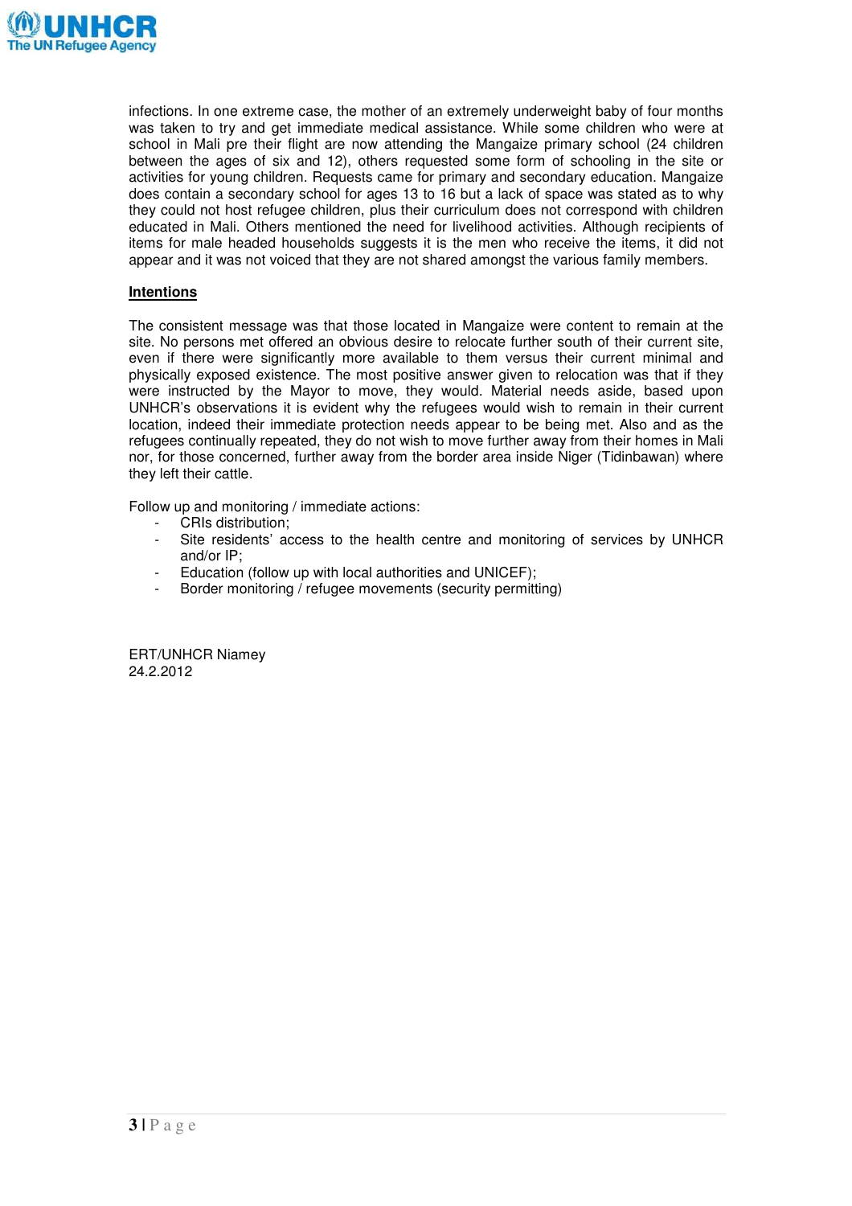infections. In one extreme case, the mother of an extremely underweight baby of four months was taken to try and get immediate medical assistance. While some children who were at school in Mali pre their flight are now attending the Mangaize primary school (24 children between the ages of six and 12), others requested some form of schooling in the site or activities for young children. Requests came for primary and secondary education. Mangaize does contain a secondary school for ages 13 to 16 but a lack of space was stated as to why they could not host refugee children, plus their curriculum does not correspond with children educated in Mali. Others mentioned the need for livelihood activities. Although recipients of items for male headed households suggests it is the men who receive the items, it did not appear and it was not voiced that they are not shared amongst the various family members.

**Intentions**

The consistent message was that those located in Mangaize were content to remain at the site. No persons met offered an obvious desire to relocate further south of their current site, even if there were significantly more available to them versus their current minimal and physically exposed existence. The most positive answer given to relocation was that if they were instructed by the Mayor to move, they would. Material needs aside, based upon UNHCR's observations it is evident why the refugees would wish to remain in their current location, indeed their immediate protection needs appear to be being met. Also and as the refugees continually repeated, they do not wish to move further away from their homes in Mali nor, for those concerned, further away from the border area inside Niger (Tidinbawan) where they left their cattle.

Follow up and monitoring / immediate actions:

- CRIs distribution;
- Site residents' access to the health centre and monitoring of services by UNHCR and/or IP;
- Education (follow up with local authorities and UNICEF);
- Border monitoring / refugee movements (security permitting)

ERT/UNHCR Niamey
24.2.2012